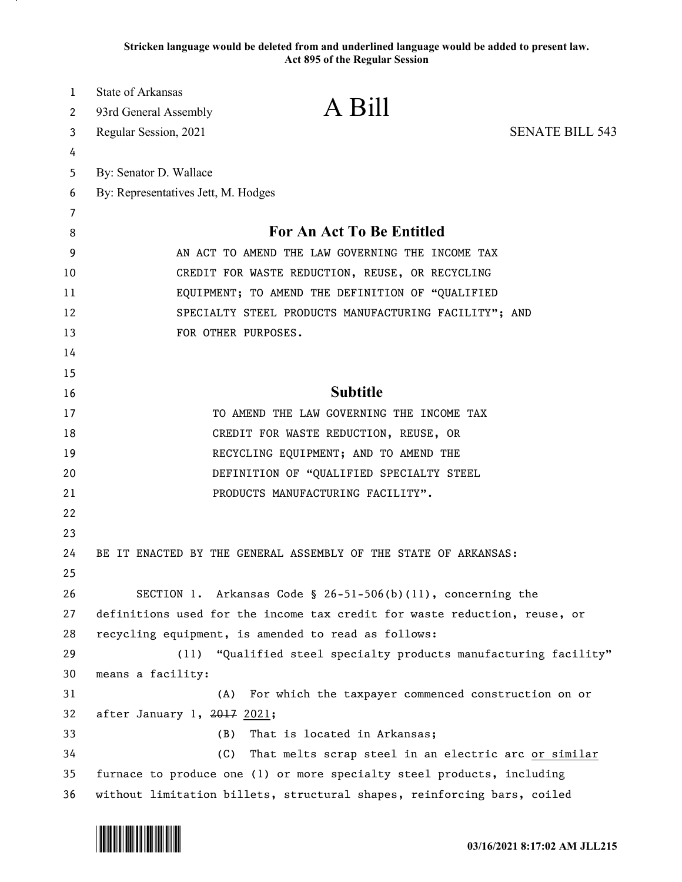**Stricken language would be deleted from and underlined language would be added to present law.**
**Act 895 of the Regular Session**

State of Arkansas
93rd General Assembly
Regular Session, 2021

# A Bill

SENATE BILL 543

By: Senator D. Wallace
By: Representatives Jett, M. Hodges

## For An Act To Be Entitled

AN ACT TO AMEND THE LAW GOVERNING THE INCOME TAX CREDIT FOR WASTE REDUCTION, REUSE, OR RECYCLING EQUIPMENT; TO AMEND THE DEFINITION OF "QUALIFIED SPECIALTY STEEL PRODUCTS MANUFACTURING FACILITY"; AND FOR OTHER PURPOSES.

## Subtitle

TO AMEND THE LAW GOVERNING THE INCOME TAX CREDIT FOR WASTE REDUCTION, REUSE, OR RECYCLING EQUIPMENT; AND TO AMEND THE DEFINITION OF "QUALIFIED SPECIALTY STEEL PRODUCTS MANUFACTURING FACILITY".

BE IT ENACTED BY THE GENERAL ASSEMBLY OF THE STATE OF ARKANSAS:

SECTION 1. Arkansas Code § 26-51-506(b)(11), concerning the definitions used for the income tax credit for waste reduction, reuse, or recycling equipment, is amended to read as follows:

(11) "Qualified steel specialty products manufacturing facility" means a facility:

(A) For which the taxpayer commenced construction on or after January 1, ~~2017~~ <u>2021</u>;

(B) That is located in Arkansas;

(C) That melts scrap steel in an electric arc <u>or similar</u> furnace to produce one (1) or more specialty steel products, including without limitation billets, structural shapes, reinforcing bars, coiled

03/16/2021 8:17:02 AM JLL215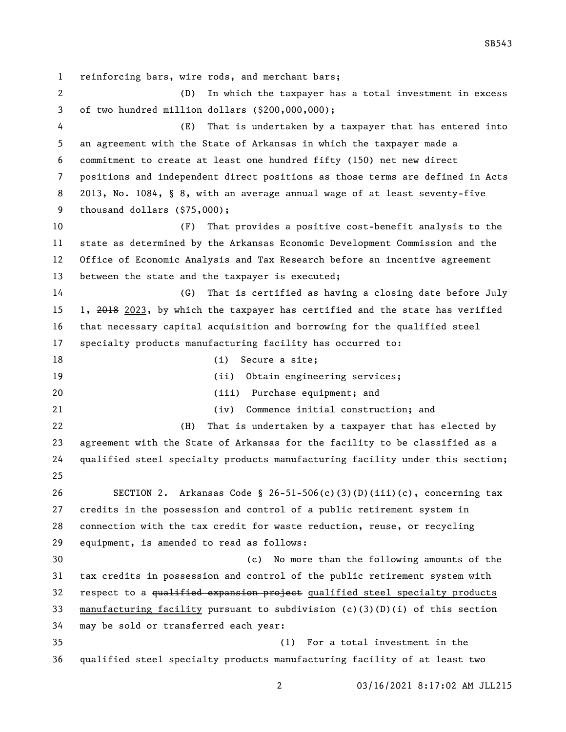reinforcing bars, wire rods, and merchant bars;

(D) In which the taxpayer has a total investment in excess of two hundred million dollars ($200,000,000);

(E) That is undertaken by a taxpayer that has entered into an agreement with the State of Arkansas in which the taxpayer made a commitment to create at least one hundred fifty (150) net new direct positions and independent direct positions as those terms are defined in Acts 2013, No. 1084, § 8, with an average annual wage of at least seventy-five thousand dollars ($75,000);

(F) That provides a positive cost-benefit analysis to the state as determined by the Arkansas Economic Development Commission and the Office of Economic Analysis and Tax Research before an incentive agreement between the state and the taxpayer is executed;

(G) That is certified as having a closing date before July 1, ~~2018~~ 2023, by which the taxpayer has certified and the state has verified that necessary capital acquisition and borrowing for the qualified steel specialty products manufacturing facility has occurred to:

(i) Secure a site;

(ii) Obtain engineering services;

(iii) Purchase equipment; and

(iv) Commence initial construction; and

(H) That is undertaken by a taxpayer that has elected by agreement with the State of Arkansas for the facility to be classified as a qualified steel specialty products manufacturing facility under this section;

SECTION 2. Arkansas Code § 26-51-506(c)(3)(D)(iii)(c), concerning tax credits in the possession and control of a public retirement system in connection with the tax credit for waste reduction, reuse, or recycling equipment, is amended to read as follows:

(c) No more than the following amounts of the tax credits in possession and control of the public retirement system with respect to a ~~qualified expansion project~~ qualified steel specialty products manufacturing facility pursuant to subdivision (c)(3)(D)(i) of this section may be sold or transferred each year:

(1) For a total investment in the qualified steel specialty products manufacturing facility of at least two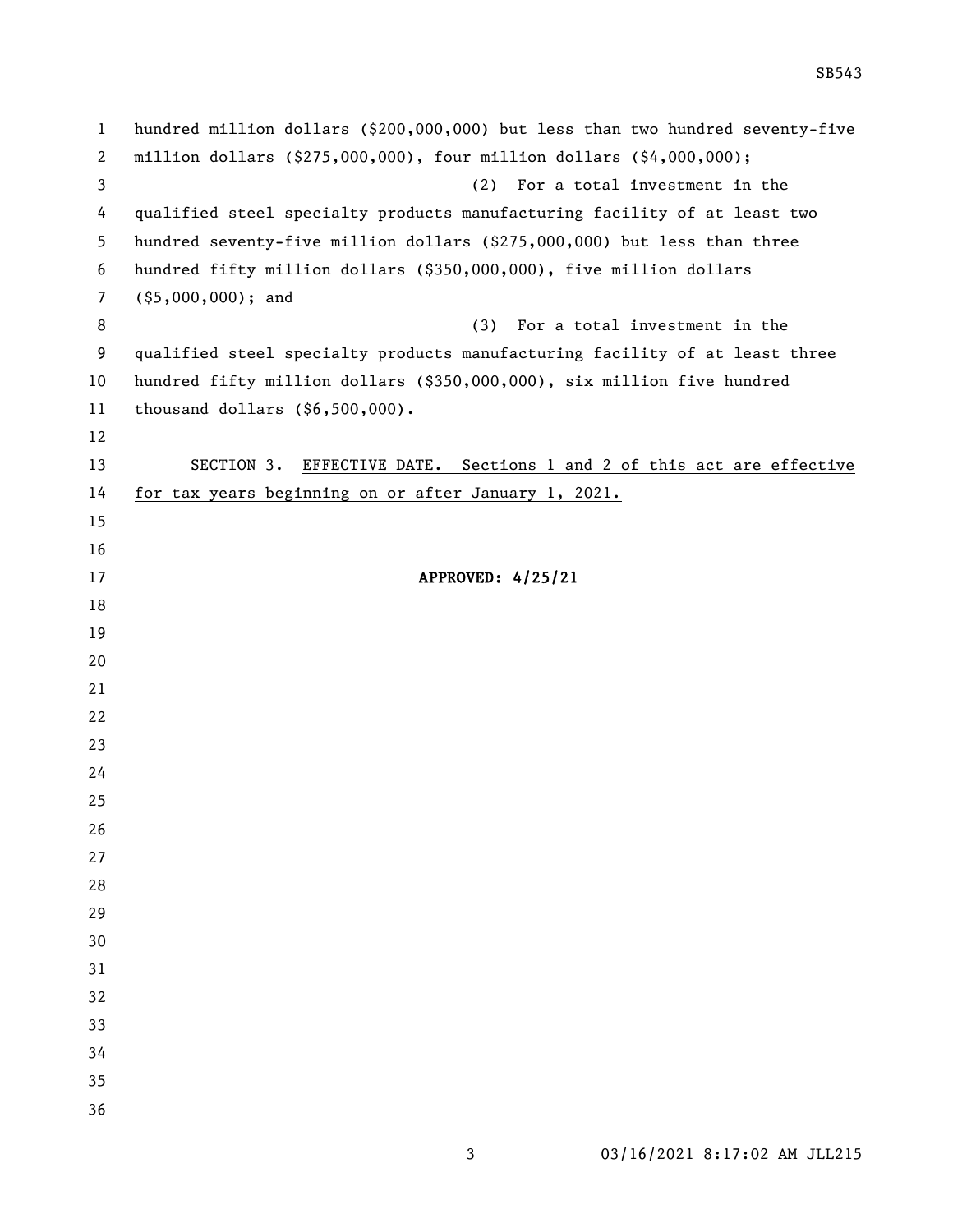hundred million dollars ($200,000,000) but less than two hundred seventy-five million dollars ($275,000,000), four million dollars ($4,000,000);

(2) For a total investment in the qualified steel specialty products manufacturing facility of at least two hundred seventy-five million dollars ($275,000,000) but less than three hundred fifty million dollars ($350,000,000), five million dollars ($5,000,000); and

(3) For a total investment in the qualified steel specialty products manufacturing facility of at least three hundred fifty million dollars ($350,000,000), six million five hundred thousand dollars ($6,500,000).

SECTION 3. EFFECTIVE DATE. Sections 1 and 2 of this act are effective for tax years beginning on or after January 1, 2021.

**APPROVED: 4/25/21**